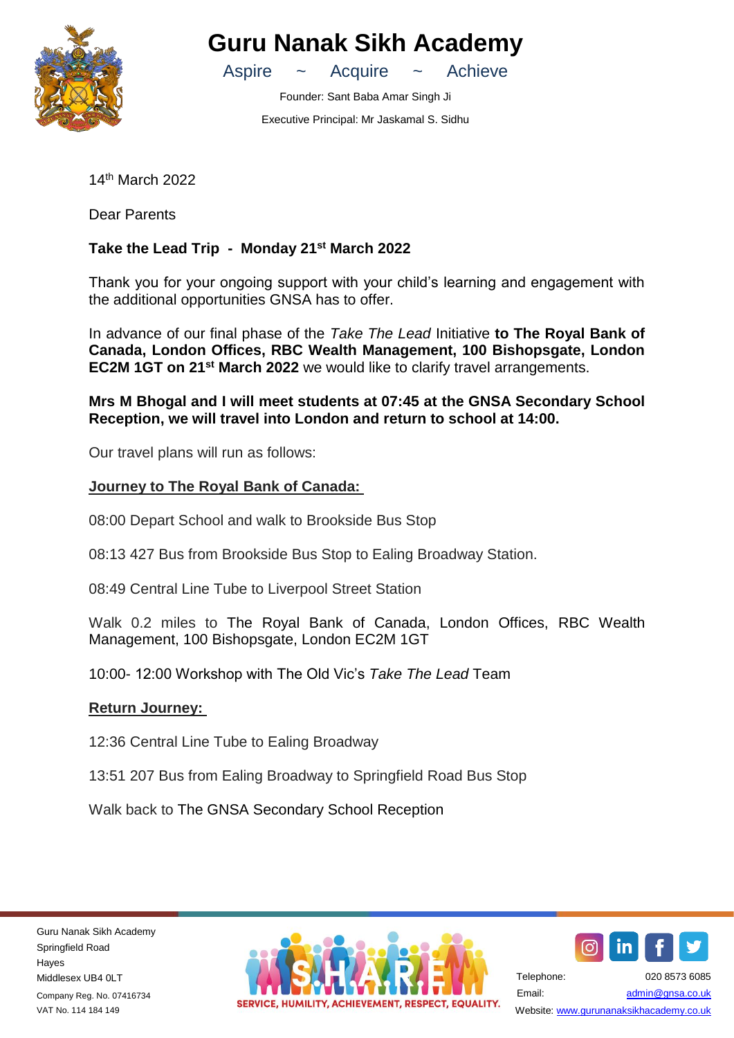# Guru Nanak Sikh Academy

Aspire ~ Acquire ~ Achieve

Founder: Sant Baba Amar Singh Ji

Executive Principal: Mr Jaskamal S. Sidhu

14th March 2022

Dear Parents

**Take the Lead Trip - Monday 21st March 2022**

Thank you for your ongoing support with your child's learning and engagement with the additional opportunities GNSA has to offer.

In advance of our final phase of the *Take The Lead* Initiative **to The Royal Bank of Canada, London Offices, RBC Wealth Management, 100 Bishopsgate, London EC2M 1GT on 21st March 2022** we would like to clarify travel arrangements.

**Mrs M Bhogal and I will meet students at 07:45 at the GNSA Secondary School Reception, we will travel into London and return to school at 14:00.**

Our travel plans will run as follows:

**Journey to The Royal Bank of Canada:**

08:00 Depart School and walk to Brookside Bus Stop

08:13 427 Bus from Brookside Bus Stop to Ealing Broadway Station.

08:49 Central Line Tube to Liverpool Street Station

Walk 0.2 miles to The Royal Bank of Canada, London Offices, RBC Wealth Management, 100 Bishopsgate, London EC2M 1GT

10:00- 12:00 Workshop with The Old Vic's *Take The Lead* Team

**Return Journey:**

12:36 Central Line Tube to Ealing Broadway

13:51 207 Bus from Ealing Broadway to Springfield Road Bus Stop

Walk back to The GNSA Secondary School Reception

Guru Nanak Sikh Academy
Springfield Road
Hayes
Middlesex UB4 0LT
Company Reg. No. 07416734
VAT No. 114 184 149

SERVICE, HUMILITY, ACHIEVEMENT, RESPECT, EQUALITY.

Telephone: 020 8573 6085
Email: admin@gnsa.co.uk
Website: www.gurunanaksikhacademy.co.uk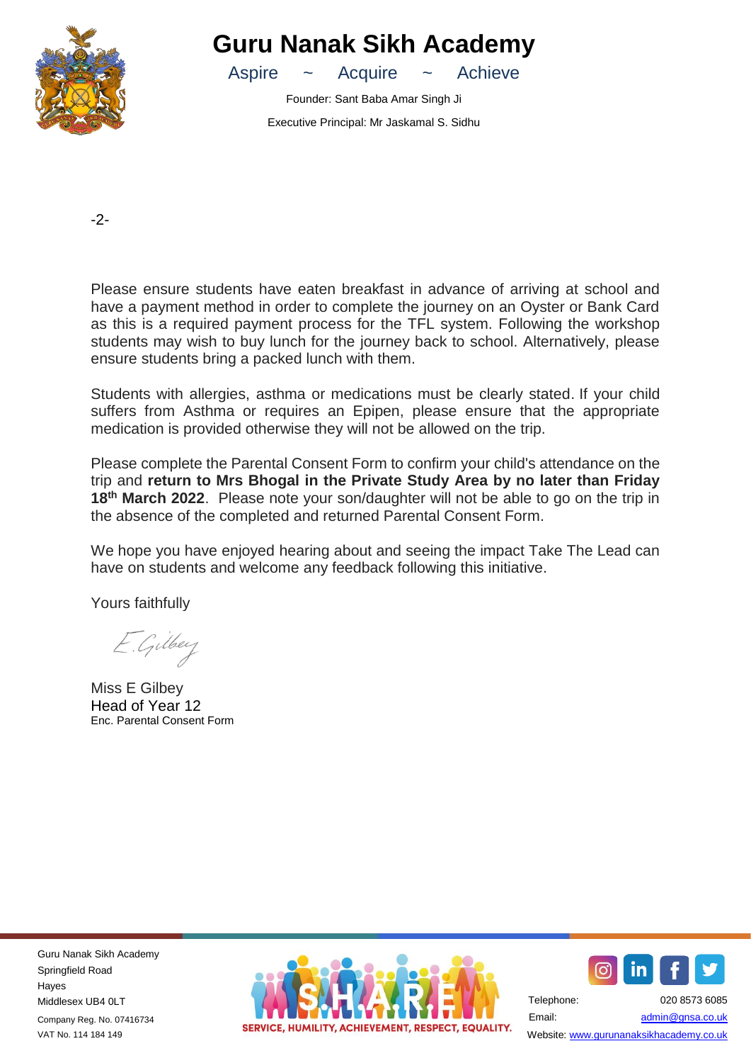Please ensure students have eaten breakfast in advance of arriving at school and have a payment method in order to complete the journey on an Oyster or Bank Card as this is a required payment process for the TFL system. Following the workshop students may wish to buy lunch for the journey back to school. Alternatively, please ensure students bring a packed lunch with them.

Students with allergies, asthma or medications must be clearly stated. If your child suffers from Asthma or requires an Epipen, please ensure that the appropriate medication is provided otherwise they will not be allowed on the trip.

Please complete the Parental Consent Form to confirm your child's attendance on the trip and **return to Mrs Bhogal in the Private Study Area by no later than Friday 18th March 2022**. Please note your son/daughter will not be able to go on the trip in the absence of the completed and returned Parental Consent Form.

We hope you have enjoyed hearing about and seeing the impact Take The Lead can have on students and welcome any feedback following this initiative.

Yours faithfully

E. Gilbey

Miss E Gilbey
Head of Year 12
Enc. Parental Consent Form